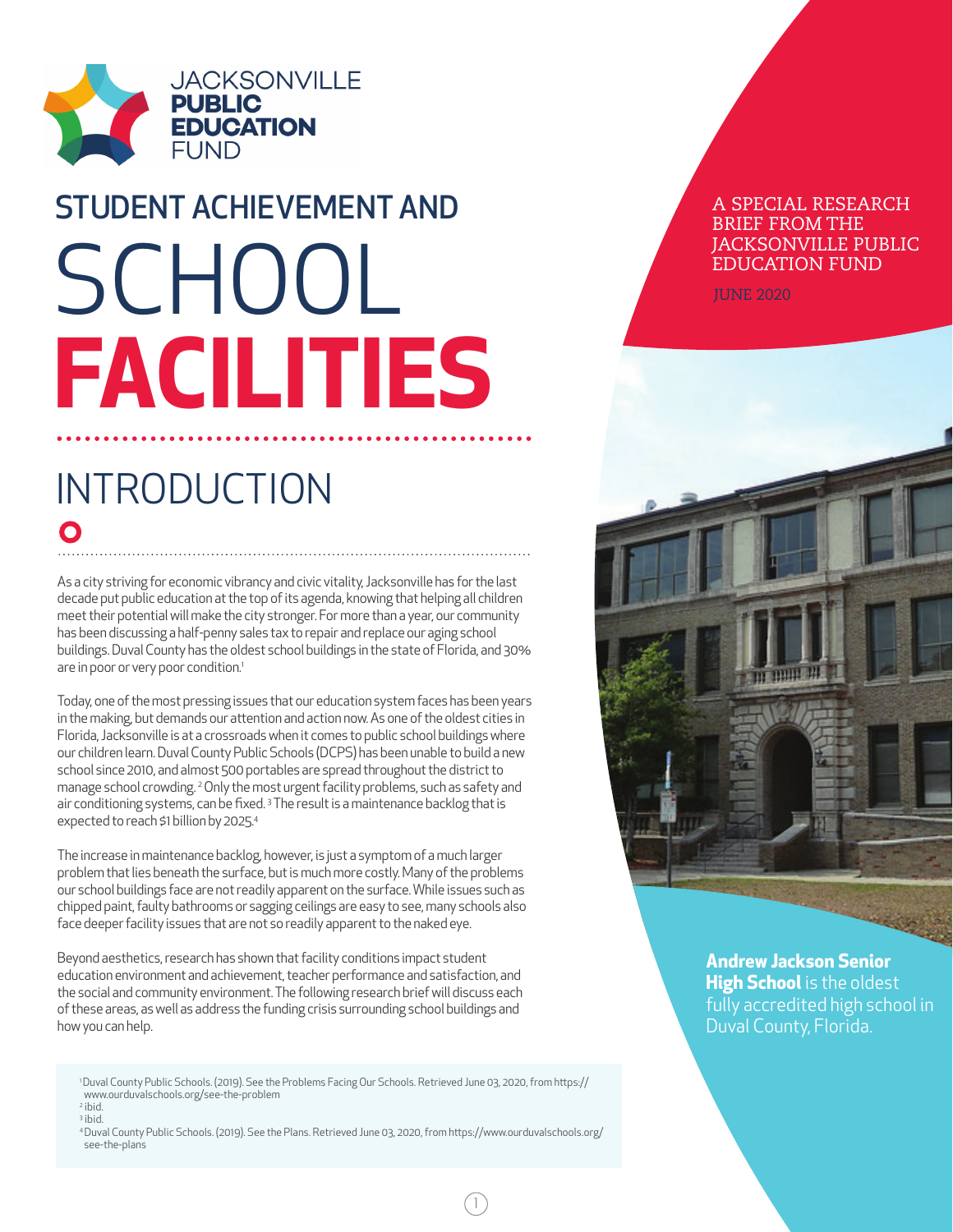JACKSONVILLE **PUBLIC EDUCATION** FUND

# STUDENT ACHIEVEMENT AND SCHOOL **FACILITIES**

A SPECIAL RESEARCH BRIEF FROM THE JACKSONVILLE PUBLIC EDUCATION FUND

JUNE 2020

## INTRODUCTION

As a city striving for economic vibrancy and civic vitality, Jacksonville has for the last decade put public education at the top of its agenda, knowing that helping all children meet their potential will make the city stronger. For more than a year, our community has been discussing a half-penny sales tax to repair and replace our aging school buildings. Duval County has the oldest school buildings in the state of Florida, and 30% are in poor or very poor condition.[1]

Today, one of the most pressing issues that our education system faces has been years in the making, but demands our attention and action now. As one of the oldest cities in Florida, Jacksonville is at a crossroads when it comes to public school buildings where our children learn. Duval County Public Schools (DCPS) has been unable to build a new school since 2010, and almost 500 portables are spread throughout the district to manage school crowding.[2] Only the most urgent facility problems, such as safety and air conditioning systems, can be fixed.[3] The result is a maintenance backlog that is expected to reach $1 billion by 2025.[4]

The increase in maintenance backlog, however, is just a symptom of a much larger problem that lies beneath the surface, but is much more costly. Many of the problems our school buildings face are not readily apparent on the surface. While issues such as chipped paint, faulty bathrooms or sagging ceilings are easy to see, many schools also face deeper facility issues that are not so readily apparent to the naked eye.

Beyond aesthetics, research has shown that facility conditions impact student education environment and achievement, teacher performance and satisfaction, and the social and community environment. The following research brief will discuss each of these areas, as well as address the funding crisis surrounding school buildings and how you can help.

**Andrew Jackson Senior High School** is the oldest fully accredited high school in Duval County, Florida.

[1] Duval County Public Schools. (2019). See the Problems Facing Our Schools. Retrieved June 03, 2020, from https://www.ourduvalschools.org/see-the-problem
[2] ibid.
[3] ibid.
[4] Duval County Public Schools. (2019). See the Plans. Retrieved June 03, 2020, from https://www.ourduvalschools.org/see-the-plans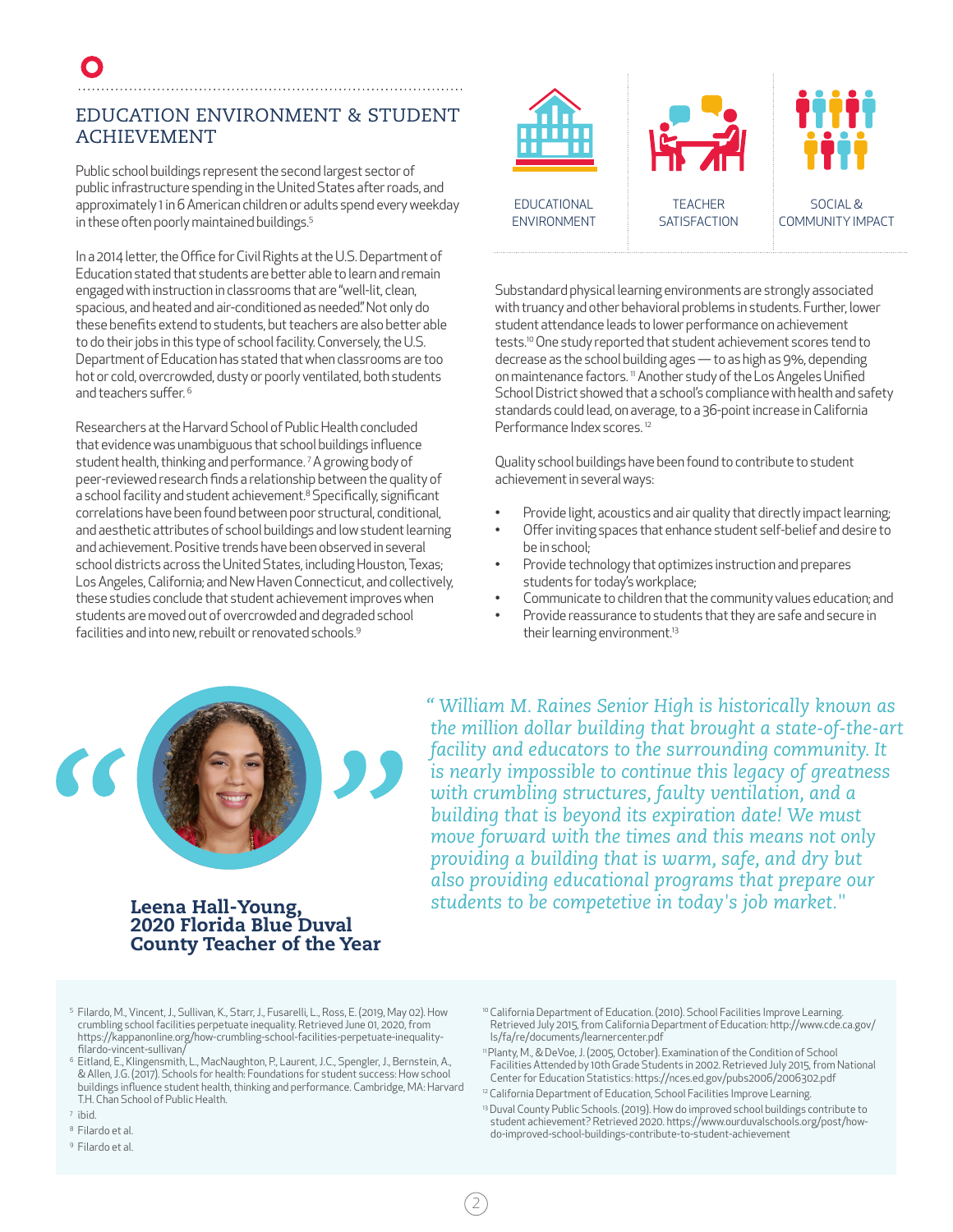## EDUCATION ENVIRONMENT & STUDENT ACHIEVEMENT

Public school buildings represent the second largest sector of public infrastructure spending in the United States after roads, and approximately 1 in 6 American children or adults spend every weekday in these often poorly maintained buildings.[5]

In a 2014 letter, the Office for Civil Rights at the U.S. Department of Education stated that students are better able to learn and remain engaged with instruction in classrooms that are "well-lit, clean, spacious, and heated and air-conditioned as needed." Not only do these benefits extend to students, but teachers are also better able to do their jobs in this type of school facility. Conversely, the U.S. Department of Education has stated that when classrooms are too hot or cold, overcrowded, dusty or poorly ventilated, both students and teachers suffer.[6]

Researchers at the Harvard School of Public Health concluded that evidence was unambiguous that school buildings influence student health, thinking and performance.[7] A growing body of peer-reviewed research finds a relationship between the quality of a school facility and student achievement.[8] Specifically, significant correlations have been found between poor structural, conditional, and aesthetic attributes of school buildings and low student learning and achievement. Positive trends have been observed in several school districts across the United States, including Houston, Texas; Los Angeles, California; and New Haven Connecticut, and collectively, these studies conclude that student achievement improves when students are moved out of overcrowded and degraded school facilities and into new, rebuilt or renovated schools.[9]

EDUCATIONAL ENVIRONMENT | TEACHER SATISFACTION | SOCIAL & COMMUNITY IMPACT

Substandard physical learning environments are strongly associated with truancy and other behavioral problems in students. Further, lower student attendance leads to lower performance on achievement tests.[10] One study reported that student achievement scores tend to decrease as the school building ages — to as high as 9%, depending on maintenance factors.[11] Another study of the Los Angeles Unified School District showed that a school's compliance with health and safety standards could lead, on average, to a 36-point increase in California Performance Index scores.[12]

Quality school buildings have been found to contribute to student achievement in several ways:

- Provide light, acoustics and air quality that directly impact learning;
- Offer inviting spaces that enhance student self-belief and desire to be in school;
- Provide technology that optimizes instruction and prepares students for today's workplace;
- Communicate to children that the community values education; and
- Provide reassurance to students that they are safe and secure in their learning environment.[13]

*"William M. Raines Senior High is historically known as the million dollar building that brought a state-of-the-art facility and educators to the surrounding community. It is nearly impossible to continue this legacy of greatness with crumbling structures, faulty ventilation, and a building that is beyond its expiration date! We must move forward with the times and this means not only providing a building that is warm, safe, and dry but also providing educational programs that prepare our students to be competetive in today's job market."*

**Leena Hall-Young, 2020 Florida Blue Duval County Teacher of the Year**

---

[5] Filardo, M., Vincent, J., Sullivan, K., Starr, J., Fusarelli, L., Ross, E. (2019, May 02). How crumbling school facilities perpetuate inequality. Retrieved June 01, 2020, from https://kappanonline.org/how-crumbling-school-facilities-perpetuate-inequality-filardo-vincent-sullivan/

[6] Eitland, E., Klingensmith, L., MacNaughton, P., Laurent, J.C., Spengler, J., Bernstein, A., & Allen, J.G. (2017). Schools for health: Foundations for student success: How school buildings influence student health, thinking and performance. Cambridge, MA: Harvard T.H. Chan School of Public Health.

[7] ibid.

[8] Filardo et al.

[9] Filardo et al.

[10] California Department of Education. (2010). School Facilities Improve Learning. Retrieved July 2015, from California Department of Education: http://www.cde.ca.gov/ls/fa/re/documents/learnercenter.pdf

[11] Planty, M., & DeVoe, J. (2005, October). Examination of the Condition of School Facilities Attended by 10th Grade Students in 2002. Retrieved July 2015, from National Center for Education Statistics: https://nces.ed.gov/pubs2006/2006302.pdf

[12] California Department of Education, School Facilities Improve Learning.

[13] Duval County Public Schools. (2019). How do improved school buildings contribute to student achievement? Retrieved 2020. https://www.ourduvalschools.org/post/how-do-improved-school-buildings-contribute-to-student-achievement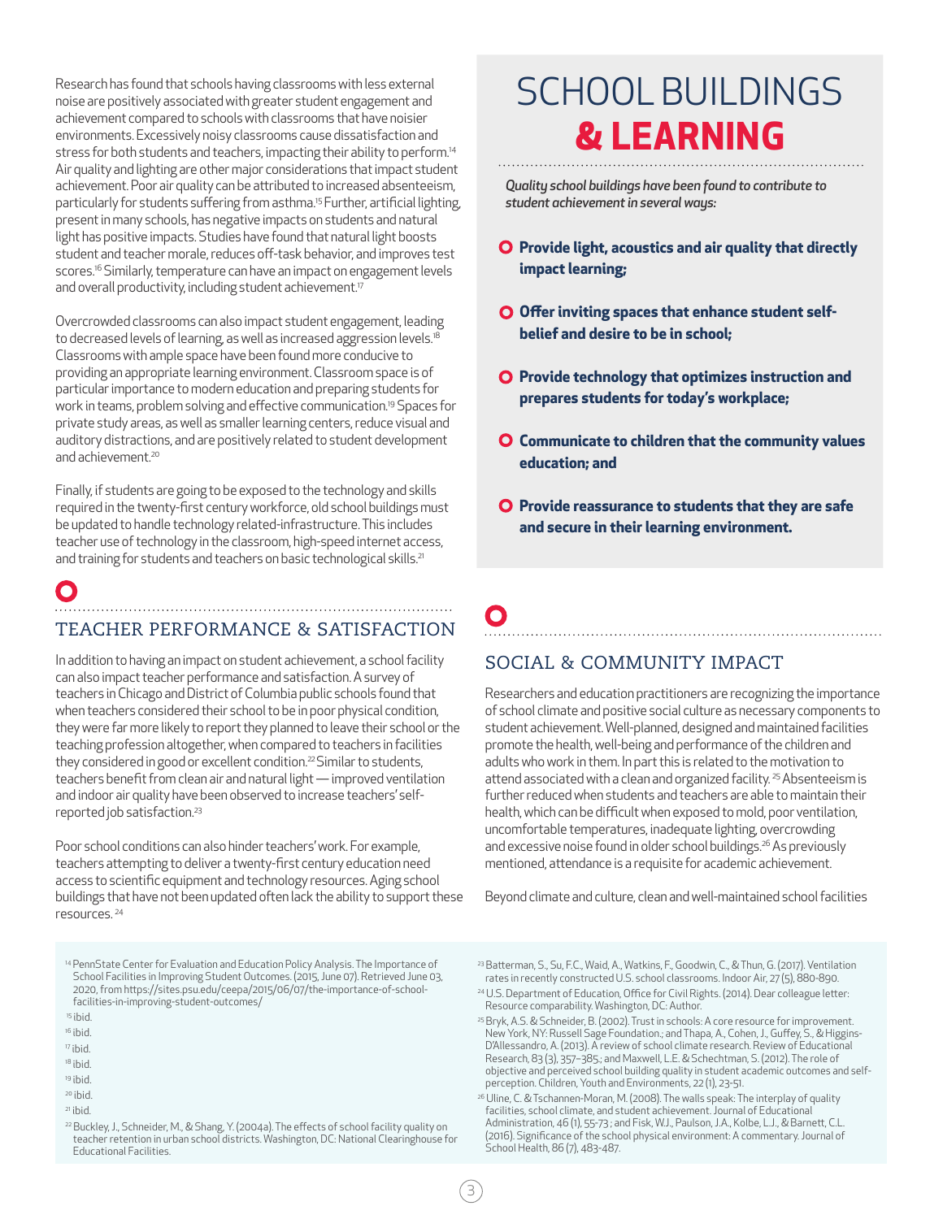Research has found that schools having classrooms with less external noise are positively associated with greater student engagement and achievement compared to schools with classrooms that have noisier environments. Excessively noisy classrooms cause dissatisfaction and stress for both students and teachers, impacting their ability to perform.[14] Air quality and lighting are other major considerations that impact student achievement. Poor air quality can be attributed to increased absenteeism, particularly for students suffering from asthma.[15] Further, artificial lighting, present in many schools, has negative impacts on students and natural light has positive impacts. Studies have found that natural light boosts student and teacher morale, reduces off-task behavior, and improves test scores.[16] Similarly, temperature can have an impact on engagement levels and overall productivity, including student achievement.[17]

Overcrowded classrooms can also impact student engagement, leading to decreased levels of learning, as well as increased aggression levels.[18] Classrooms with ample space have been found more conducive to providing an appropriate learning environment. Classroom space is of particular importance to modern education and preparing students for work in teams, problem solving and effective communication.[19] Spaces for private study areas, as well as smaller learning centers, reduce visual and auditory distractions, and are positively related to student development and achievement.[20]

Finally, if students are going to be exposed to the technology and skills required in the twenty-first century workforce, old school buildings must be updated to handle technology related-infrastructure. This includes teacher use of technology in the classroom, high-speed internet access, and training for students and teachers on basic technological skills.[21]

## TEACHER PERFORMANCE & SATISFACTION

In addition to having an impact on student achievement, a school facility can also impact teacher performance and satisfaction. A survey of teachers in Chicago and District of Columbia public schools found that when teachers considered their school to be in poor physical condition, they were far more likely to report they planned to leave their school or the teaching profession altogether, when compared to teachers in facilities they considered in good or excellent condition.[22] Similar to students, teachers benefit from clean air and natural light — improved ventilation and indoor air quality have been observed to increase teachers' self-reported job satisfaction.[23]

Poor school conditions can also hinder teachers' work. For example, teachers attempting to deliver a twenty-first century education need access to scientific equipment and technology resources. Aging school buildings that have not been updated often lack the ability to support these resources.[24]

# SCHOOL BUILDINGS **& LEARNING**

*Quality school buildings have been found to contribute to student achievement in several ways:*

- **Provide light, acoustics and air quality that directly impact learning;**
- **Offer inviting spaces that enhance student self-belief and desire to be in school;**
- **Provide technology that optimizes instruction and prepares students for today's workplace;**
- **Communicate to children that the community values education; and**
- **Provide reassurance to students that they are safe and secure in their learning environment.**

## SOCIAL & COMMUNITY IMPACT

Researchers and education practitioners are recognizing the importance of school climate and positive social culture as necessary components to student achievement. Well-planned, designed and maintained facilities promote the health, well-being and performance of the children and adults who work in them. In part this is related to the motivation to attend associated with a clean and organized facility.[25] Absenteeism is further reduced when students and teachers are able to maintain their health, which can be difficult when exposed to mold, poor ventilation, uncomfortable temperatures, inadequate lighting, overcrowding and excessive noise found in older school buildings.[26] As previously mentioned, attendance is a requisite for academic achievement.

Beyond climate and culture, clean and well-maintained school facilities

---

[14] PennState Center for Evaluation and Education Policy Analysis. The Importance of School Facilities in Improving Student Outcomes. (2015, June 07). Retrieved June 03, 2020, from https://sites.psu.edu/ceepa/2015/06/07/the-importance-of-school-facilities-in-improving-student-outcomes/

[15] ibid.

[16] ibid.

[17] ibid.

[18] ibid.

[19] ibid.

[20] ibid.

[21] ibid.

[22] Buckley, J., Schneider, M., & Shang, Y. (2004a). The effects of school facility quality on teacher retention in urban school districts. Washington, DC: National Clearinghouse for Educational Facilities.

[23] Batterman, S., Su, F.C., Waid, A., Watkins, F., Goodwin, C., & Thun, G. (2017). Ventilation rates in recently constructed U.S. school classrooms. Indoor Air, 27 (5), 880-890.

[24] U.S. Department of Education, Office for Civil Rights. (2014). Dear colleague letter: Resource comparability. Washington, DC: Author.

[25] Bryk, A.S. & Schneider, B. (2002). Trust in schools: A core resource for improvement. New York, NY: Russell Sage Foundation.; and Thapa, A., Cohen, J., Guffey, S., & Higgins-D'Allessandro, A. (2013). A review of school climate research. Review of Educational Research, 83 (3), 357–385.; and Maxwell, L.E. & Schechtman, S. (2012). The role of objective and perceived school building quality in student academic outcomes and self-perception. Children, Youth and Environments, 22 (1), 23-51.

[26] Uline, C. & Tschannen-Moran, M. (2008). The walls speak: The interplay of quality facilities, school climate, and student achievement. Journal of Educational Administration, 46 (1), 55-73 ; and Fisk, W.J., Paulson, J.A., Kolbe, L.J., & Barnett, C.L. (2016). Significance of the school physical environment: A commentary. Journal of School Health, 86 (7), 483-487.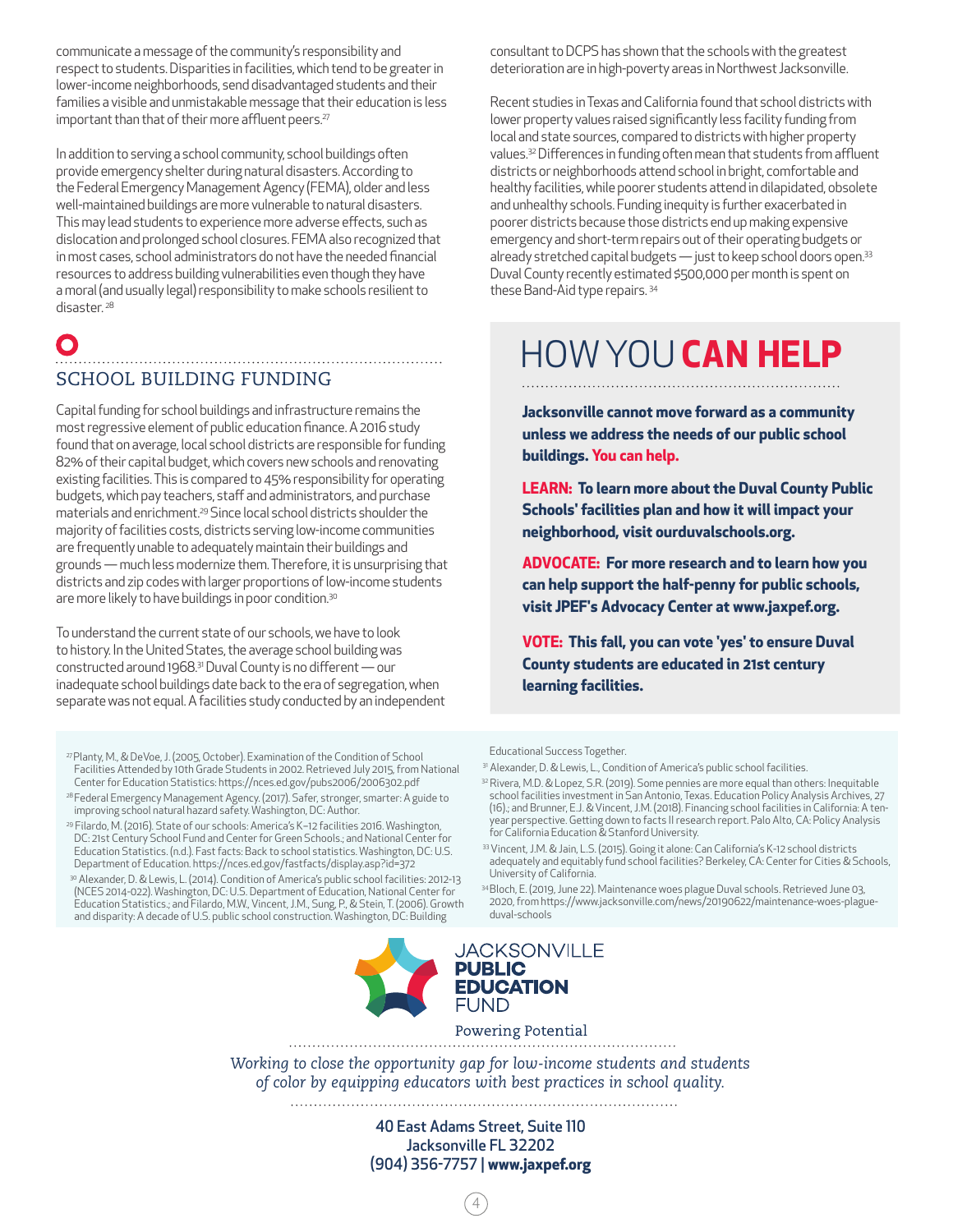communicate a message of the community's responsibility and respect to students. Disparities in facilities, which tend to be greater in lower-income neighborhoods, send disadvantaged students and their families a visible and unmistakable message that their education is less important than that of their more affluent peers.[27]

In addition to serving a school community, school buildings often provide emergency shelter during natural disasters. According to the Federal Emergency Management Agency (FEMA), older and less well-maintained buildings are more vulnerable to natural disasters. This may lead students to experience more adverse effects, such as dislocation and prolonged school closures. FEMA also recognized that in most cases, school administrators do not have the needed financial resources to address building vulnerabilities even though they have a moral (and usually legal) responsibility to make schools resilient to disaster.[28]

## SCHOOL BUILDING FUNDING

Capital funding for school buildings and infrastructure remains the most regressive element of public education finance. A 2016 study found that on average, local school districts are responsible for funding 82% of their capital budget, which covers new schools and renovating existing facilities. This is compared to 45% responsibility for operating budgets, which pay teachers, staff and administrators, and purchase materials and enrichment.[29] Since local school districts shoulder the majority of facilities costs, districts serving low-income communities are frequently unable to adequately maintain their buildings and grounds — much less modernize them. Therefore, it is unsurprising that districts and zip codes with larger proportions of low-income students are more likely to have buildings in poor condition.[30]

To understand the current state of our schools, we have to look to history. In the United States, the average school building was constructed around 1968.[31] Duval County is no different — our inadequate school buildings date back to the era of segregation, when separate was not equal. A facilities study conducted by an independent consultant to DCPS has shown that the schools with the greatest deterioration are in high-poverty areas in Northwest Jacksonville.

Recent studies in Texas and California found that school districts with lower property values raised significantly less facility funding from local and state sources, compared to districts with higher property values.[32] Differences in funding often mean that students from affluent districts or neighborhoods attend school in bright, comfortable and healthy facilities, while poorer students attend in dilapidated, obsolete and unhealthy schools. Funding inequity is further exacerbated in poorer districts because those districts end up making expensive emergency and short-term repairs out of their operating budgets or already stretched capital budgets — just to keep school doors open.[33] Duval County recently estimated $500,000 per month is spent on these Band-Aid type repairs.[34]

## HOW YOU **CAN HELP**

**Jacksonville cannot move forward as a community unless we address the needs of our public school buildings. You can help.**

**LEARN: To learn more about the Duval County Public Schools' facilities plan and how it will impact your neighborhood, visit ourduvalschools.org.**

**ADVOCATE: For more research and to learn how you can help support the half-penny for public schools, visit JPEF's Advocacy Center at www.jaxpef.org.**

**VOTE: This fall, you can vote 'yes' to ensure Duval County students are educated in 21st century learning facilities.**

---

[27] Planty, M., & DeVoe, J. (2005, October). Examination of the Condition of School Facilities Attended by 10th Grade Students in 2002. Retrieved July 2015, from National Center for Education Statistics: https://nces.ed.gov/pubs2006/2006302.pdf

[28] Federal Emergency Management Agency. (2017). Safer, stronger, smarter: A guide to improving school natural hazard safety. Washington, DC: Author.

[29] Filardo, M. (2016). State of our schools: America's K–12 facilities 2016. Washington, DC: 21st Century School Fund and Center for Green Schools.; and National Center for Education Statistics. (n.d.). Fast facts: Back to school statistics. Washington, DC: U.S. Department of Education. https://nces.ed.gov/fastfacts/display.asp?id=372

[30] Alexander, D. & Lewis, L. (2014). Condition of America's public school facilities: 2012-13 (NCES 2014-022). Washington, DC: U.S. Department of Education, National Center for Education Statistics.; and Filardo, M.W., Vincent, J.M., Sung, P., & Stein, T. (2006). Growth and disparity: A decade of U.S. public school construction. Washington, DC: Building Educational Success Together.

[31] Alexander, D. & Lewis, L., Condition of America's public school facilities.

[32] Rivera, M.D. & Lopez, S.R. (2019). Some pennies are more equal than others: Inequitable school facilities investment in San Antonio, Texas. Education Policy Analysis Archives, 27 (16).; and Brunner, E.J. & Vincent, J.M. (2018). Financing school facilities in California: A ten-year perspective. Getting down to facts II research report. Palo Alto, CA: Policy Analysis for California Education & Stanford University.

[33] Vincent, J.M. & Jain, L.S. (2015). Going it alone: Can California's K-12 school districts adequately and equitably fund school facilities? Berkeley, CA: Center for Cities & Schools, University of California.

[34] Bloch, E. (2019, June 22). Maintenance woes plague Duval schools. Retrieved June 03, 2020, from https://www.jacksonville.com/news/20190622/maintenance-woes-plague-duval-schools

JACKSONVILLE **PUBLIC EDUCATION** FUND

Powering Potential

*Working to close the opportunity gap for low-income students and students of color by equipping educators with best practices in school quality.*

**40 East Adams Street, Suite 110**
**Jacksonville FL 32202**
**(904) 356-7757 | www.jaxpef.org**